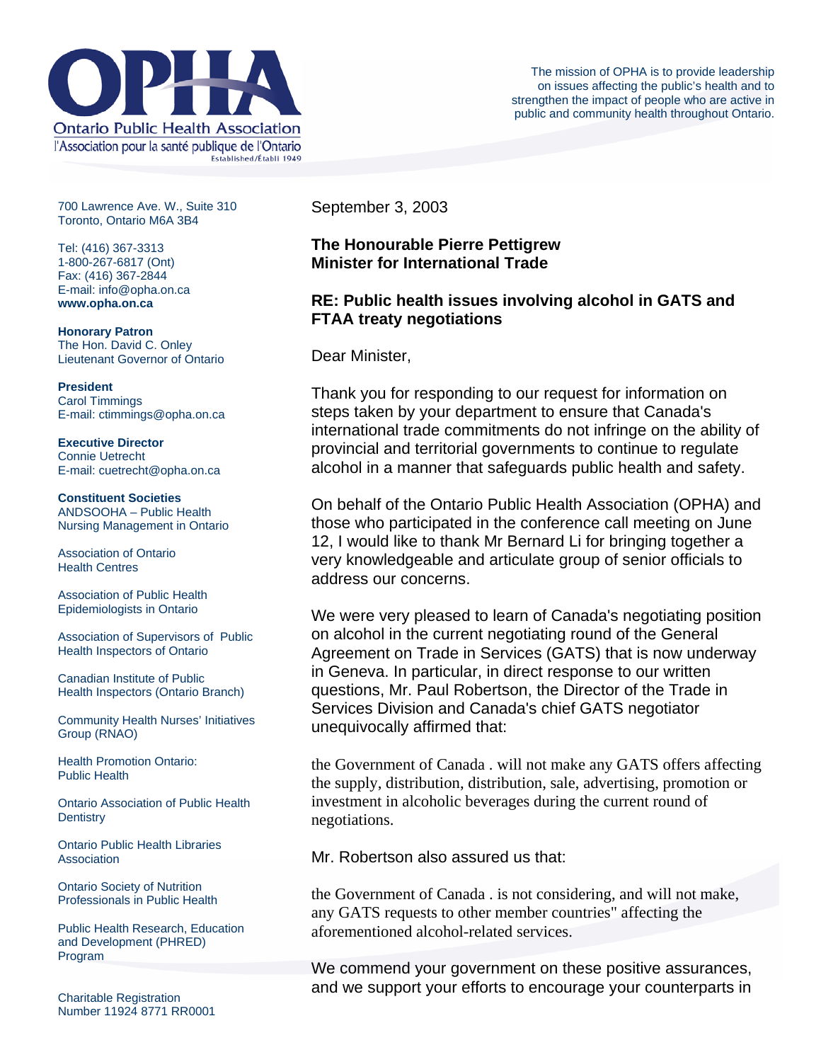**Ontario Public Health Association**
l'Association pour la santé publique de l'Ontario
Established/Établi 1949

The mission of OPHA is to provide leadership on issues affecting the public's health and to strengthen the impact of people who are active in public and community health throughout Ontario.

700 Lawrence Ave. W., Suite 310
Toronto, Ontario M6A 3B4

Tel: (416) 367-3313
1-800-267-6817 (Ont)
Fax: (416) 367-2844
E-mail: info@opha.on.ca
**www.opha.on.ca**

**Honorary Patron**
The Hon. David C. Onley
Lieutenant Governor of Ontario

**President**
Carol Timmings
E-mail: ctimmings@opha.on.ca

**Executive Director**
Connie Uetrecht
E-mail: cuetrecht@opha.on.ca

**Constituent Societies**
ANDSOOHA – Public Health Nursing Management in Ontario

Association of Ontario Health Centres

Association of Public Health Epidemiologists in Ontario

Association of Supervisors of Public Health Inspectors of Ontario

Canadian Institute of Public Health Inspectors (Ontario Branch)

Community Health Nurses' Initiatives Group (RNAO)

Health Promotion Ontario: Public Health

Ontario Association of Public Health Dentistry

Ontario Public Health Libraries Association

Ontario Society of Nutrition Professionals in Public Health

Public Health Research, Education and Development (PHRED) Program

Charitable Registration Number 11924 8771 RR0001

September 3, 2003

**The Honourable Pierre Pettigrew**
**Minister for International Trade**

**RE: Public health issues involving alcohol in GATS and FTAA treaty negotiations**

Dear Minister,

Thank you for responding to our request for information on steps taken by your department to ensure that Canada's international trade commitments do not infringe on the ability of provincial and territorial governments to continue to regulate alcohol in a manner that safeguards public health and safety.

On behalf of the Ontario Public Health Association (OPHA) and those who participated in the conference call meeting on June 12, I would like to thank Mr Bernard Li for bringing together a very knowledgeable and articulate group of senior officials to address our concerns.

We were very pleased to learn of Canada's negotiating position on alcohol in the current negotiating round of the General Agreement on Trade in Services (GATS) that is now underway in Geneva. In particular, in direct response to our written questions, Mr. Paul Robertson, the Director of the Trade in Services Division and Canada's chief GATS negotiator unequivocally affirmed that:

the Government of Canada . will not make any GATS offers affecting the supply, distribution, distribution, sale, advertising, promotion or investment in alcoholic beverages during the current round of negotiations.

Mr. Robertson also assured us that:

the Government of Canada . is not considering, and will not make, any GATS requests to other member countries" affecting the aforementioned alcohol-related services.

We commend your government on these positive assurances, and we support your efforts to encourage your counterparts in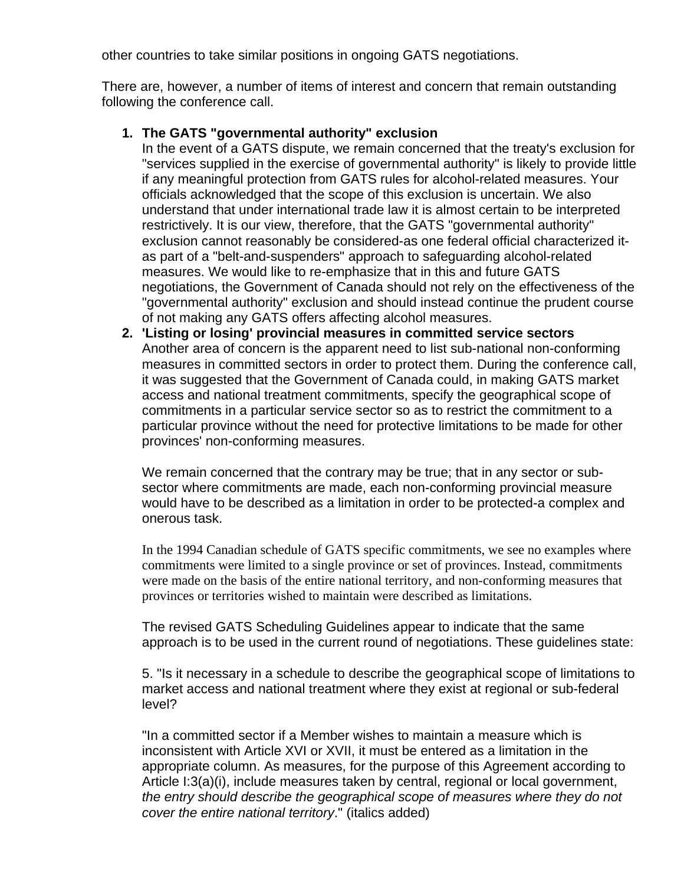other countries to take similar positions in ongoing GATS negotiations.

There are, however, a number of items of interest and concern that remain outstanding following the conference call.

1. **The GATS "governmental authority" exclusion**
   In the event of a GATS dispute, we remain concerned that the treaty's exclusion for "services supplied in the exercise of governmental authority" is likely to provide little if any meaningful protection from GATS rules for alcohol-related measures. Your officials acknowledged that the scope of this exclusion is uncertain. We also understand that under international trade law it is almost certain to be interpreted restrictively. It is our view, therefore, that the GATS "governmental authority" exclusion cannot reasonably be considered-as one federal official characterized it-as part of a "belt-and-suspenders" approach to safeguarding alcohol-related measures. We would like to re-emphasize that in this and future GATS negotiations, the Government of Canada should not rely on the effectiveness of the "governmental authority" exclusion and should instead continue the prudent course of not making any GATS offers affecting alcohol measures.
2. **'Listing or losing' provincial measures in committed service sectors**
   Another area of concern is the apparent need to list sub-national non-conforming measures in committed sectors in order to protect them. During the conference call, it was suggested that the Government of Canada could, in making GATS market access and national treatment commitments, specify the geographical scope of commitments in a particular service sector so as to restrict the commitment to a particular province without the need for protective limitations to be made for other provinces' non-conforming measures.

   We remain concerned that the contrary may be true; that in any sector or sub-sector where commitments are made, each non-conforming provincial measure would have to be described as a limitation in order to be protected-a complex and onerous task.

   In the 1994 Canadian schedule of GATS specific commitments, we see no examples where commitments were limited to a single province or set of provinces. Instead, commitments were made on the basis of the entire national territory, and non-conforming measures that provinces or territories wished to maintain were described as limitations.

   The revised GATS Scheduling Guidelines appear to indicate that the same approach is to be used in the current round of negotiations. These guidelines state:

   5. "Is it necessary in a schedule to describe the geographical scope of limitations to market access and national treatment where they exist at regional or sub-federal level?

   "In a committed sector if a Member wishes to maintain a measure which is inconsistent with Article XVI or XVII, it must be entered as a limitation in the appropriate column. As measures, for the purpose of this Agreement according to Article I:3(a)(i), include measures taken by central, regional or local government, *the entry should describe the geographical scope of measures where they do not cover the entire national territory*." (italics added)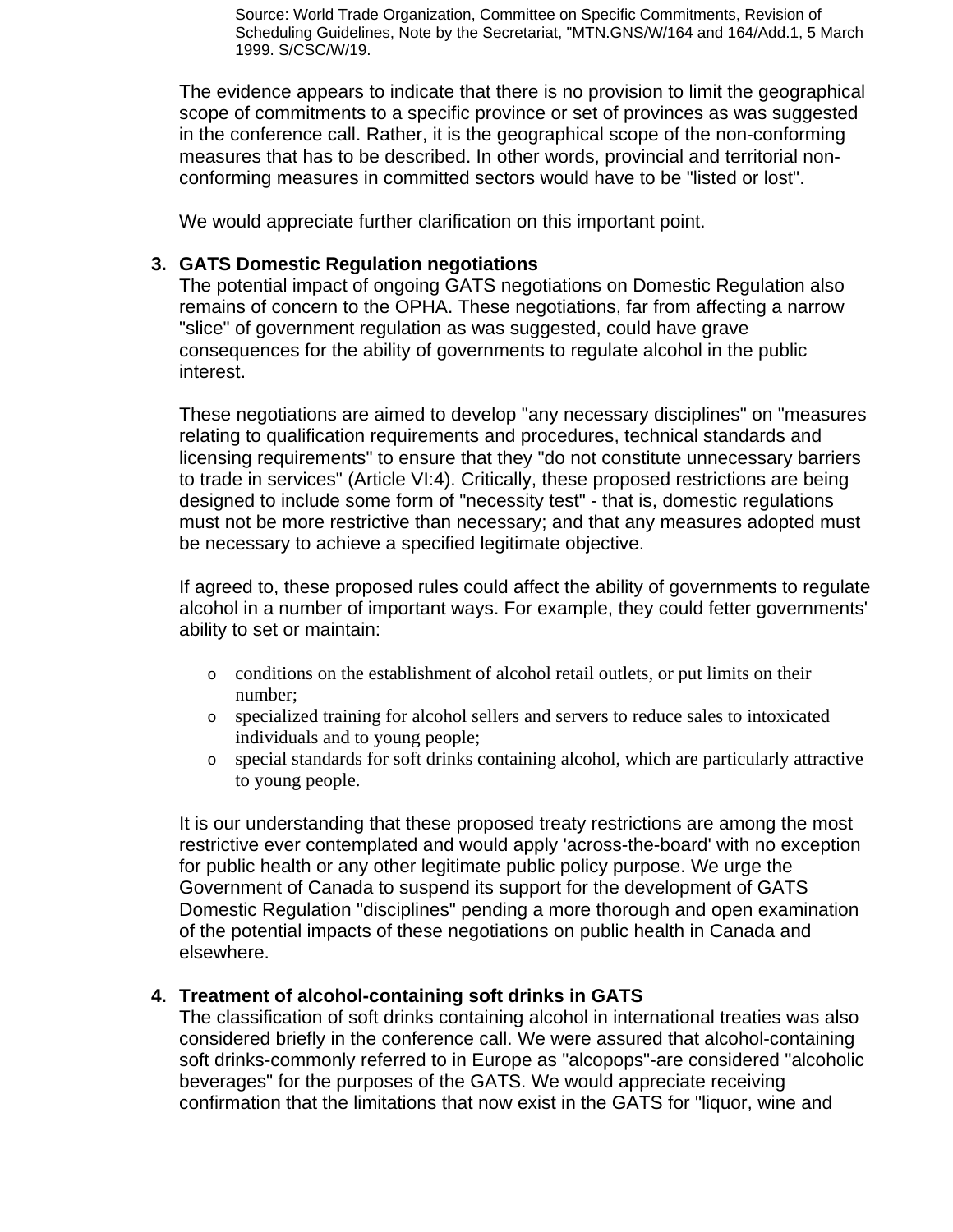Source: World Trade Organization, Committee on Specific Commitments, Revision of Scheduling Guidelines, Note by the Secretariat, "MTN.GNS/W/164 and 164/Add.1, 5 March 1999. S/CSC/W/19.

The evidence appears to indicate that there is no provision to limit the geographical scope of commitments to a specific province or set of provinces as was suggested in the conference call. Rather, it is the geographical scope of the non-conforming measures that has to be described. In other words, provincial and territorial non-conforming measures in committed sectors would have to be "listed or lost".

We would appreciate further clarification on this important point.

3. **GATS Domestic Regulation negotiations**

The potential impact of ongoing GATS negotiations on Domestic Regulation also remains of concern to the OPHA. These negotiations, far from affecting a narrow "slice" of government regulation as was suggested, could have grave consequences for the ability of governments to regulate alcohol in the public interest.

These negotiations are aimed to develop "any necessary disciplines" on "measures relating to qualification requirements and procedures, technical standards and licensing requirements" to ensure that they "do not constitute unnecessary barriers to trade in services" (Article VI:4). Critically, these proposed restrictions are being designed to include some form of "necessity test" - that is, domestic regulations must not be more restrictive than necessary; and that any measures adopted must be necessary to achieve a specified legitimate objective.

If agreed to, these proposed rules could affect the ability of governments to regulate alcohol in a number of important ways. For example, they could fetter governments' ability to set or maintain:

- conditions on the establishment of alcohol retail outlets, or put limits on their number;
- specialized training for alcohol sellers and servers to reduce sales to intoxicated individuals and to young people;
- special standards for soft drinks containing alcohol, which are particularly attractive to young people.

It is our understanding that these proposed treaty restrictions are among the most restrictive ever contemplated and would apply 'across-the-board' with no exception for public health or any other legitimate public policy purpose. We urge the Government of Canada to suspend its support for the development of GATS Domestic Regulation "disciplines" pending a more thorough and open examination of the potential impacts of these negotiations on public health in Canada and elsewhere.

4. **Treatment of alcohol-containing soft drinks in GATS**

The classification of soft drinks containing alcohol in international treaties was also considered briefly in the conference call. We were assured that alcohol-containing soft drinks-commonly referred to in Europe as "alcopops"-are considered "alcoholic beverages" for the purposes of the GATS. We would appreciate receiving confirmation that the limitations that now exist in the GATS for "liquor, wine and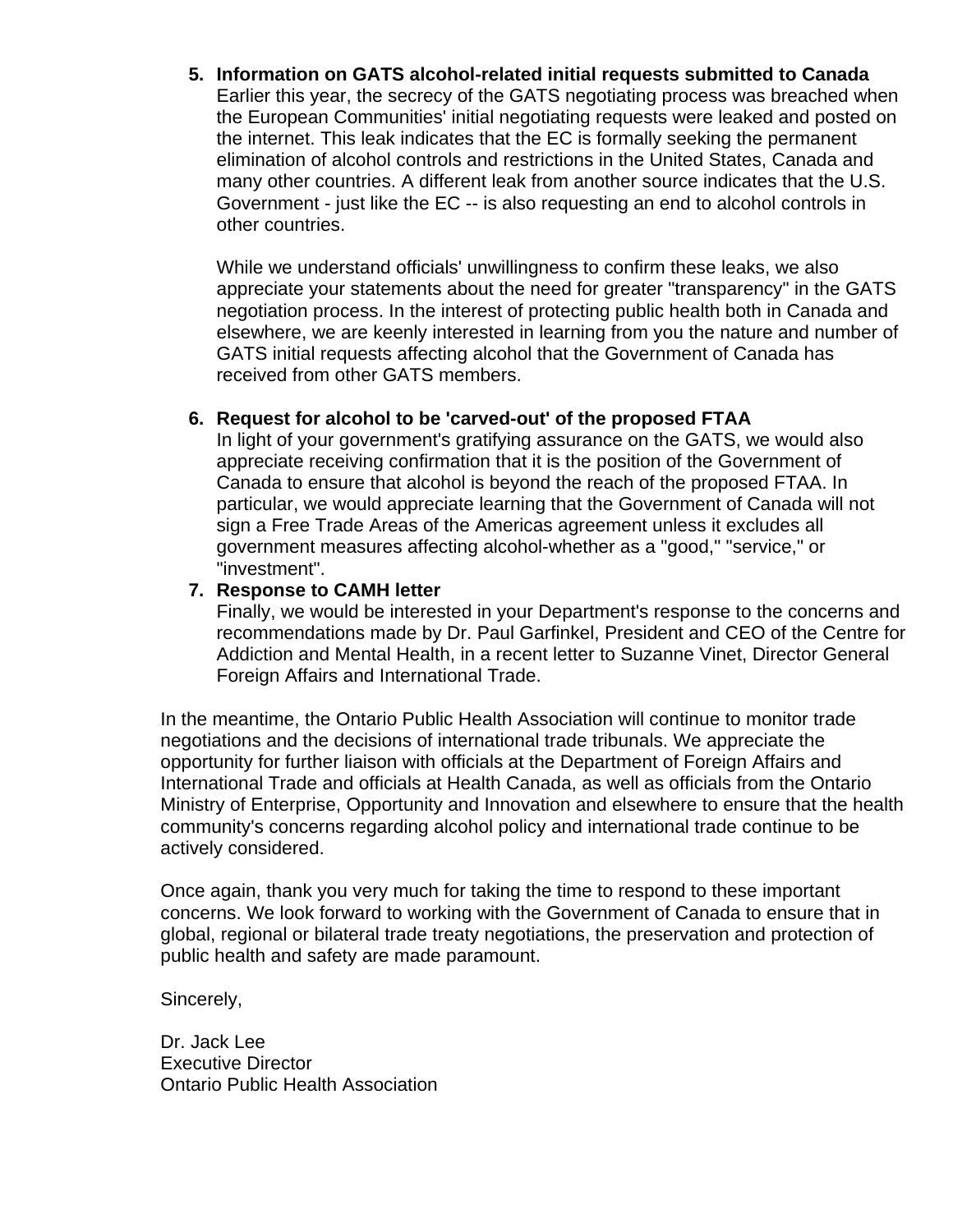5. **Information on GATS alcohol-related initial requests submitted to Canada**
   Earlier this year, the secrecy of the GATS negotiating process was breached when the European Communities' initial negotiating requests were leaked and posted on the internet. This leak indicates that the EC is formally seeking the permanent elimination of alcohol controls and restrictions in the United States, Canada and many other countries. A different leak from another source indicates that the U.S. Government - just like the EC -- is also requesting an end to alcohol controls in other countries.

   While we understand officials' unwillingness to confirm these leaks, we also appreciate your statements about the need for greater "transparency" in the GATS negotiation process. In the interest of protecting public health both in Canada and elsewhere, we are keenly interested in learning from you the nature and number of GATS initial requests affecting alcohol that the Government of Canada has received from other GATS members.

6. **Request for alcohol to be 'carved-out' of the proposed FTAA**
   In light of your government's gratifying assurance on the GATS, we would also appreciate receiving confirmation that it is the position of the Government of Canada to ensure that alcohol is beyond the reach of the proposed FTAA. In particular, we would appreciate learning that the Government of Canada will not sign a Free Trade Areas of the Americas agreement unless it excludes all government measures affecting alcohol-whether as a "good," "service," or "investment".

7. **Response to CAMH letter**
   Finally, we would be interested in your Department's response to the concerns and recommendations made by Dr. Paul Garfinkel, President and CEO of the Centre for Addiction and Mental Health, in a recent letter to Suzanne Vinet, Director General Foreign Affairs and International Trade.

In the meantime, the Ontario Public Health Association will continue to monitor trade negotiations and the decisions of international trade tribunals. We appreciate the opportunity for further liaison with officials at the Department of Foreign Affairs and International Trade and officials at Health Canada, as well as officials from the Ontario Ministry of Enterprise, Opportunity and Innovation and elsewhere to ensure that the health community's concerns regarding alcohol policy and international trade continue to be actively considered.

Once again, thank you very much for taking the time to respond to these important concerns. We look forward to working with the Government of Canada to ensure that in global, regional or bilateral trade treaty negotiations, the preservation and protection of public health and safety are made paramount.

Sincerely,

Dr. Jack Lee
Executive Director
Ontario Public Health Association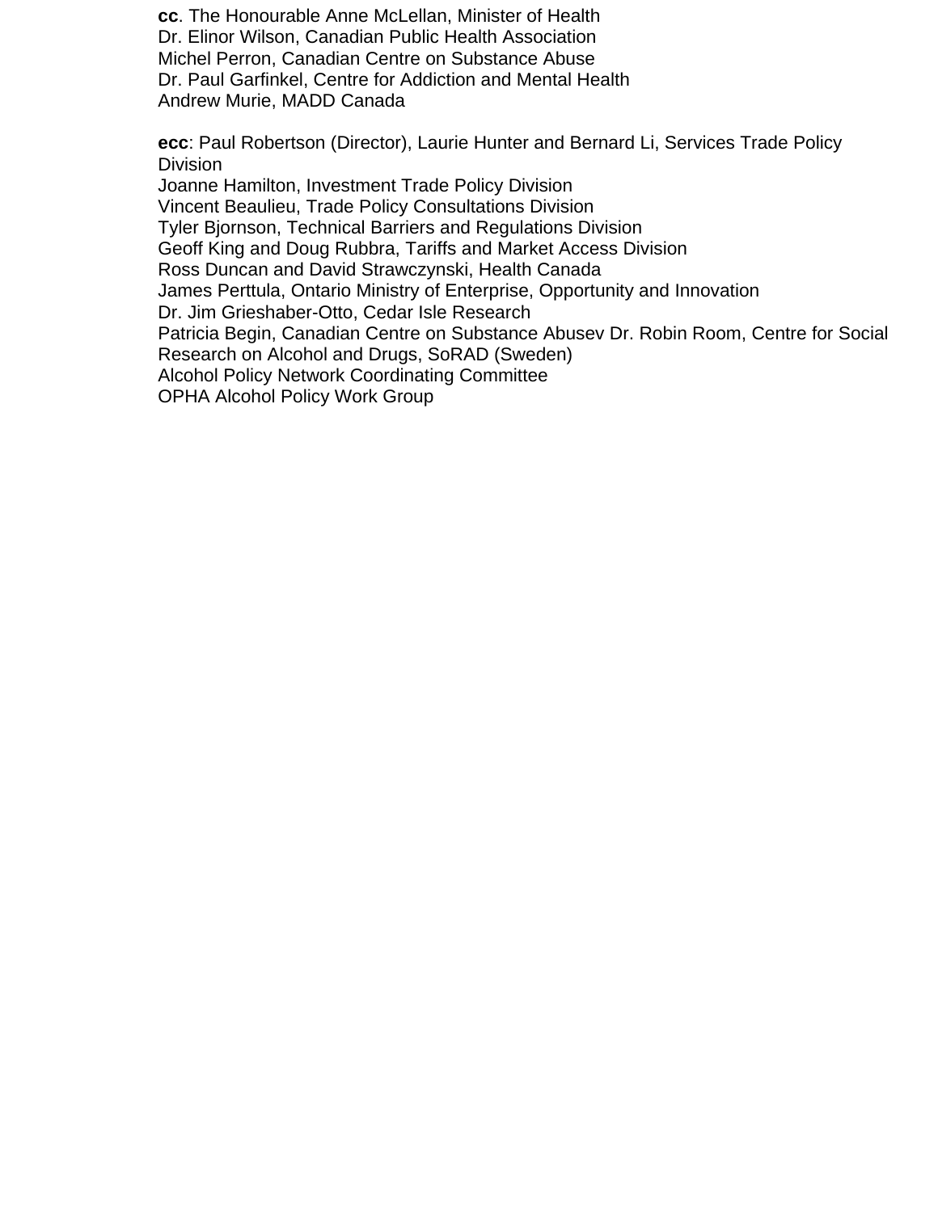**cc**. The Honourable Anne McLellan, Minister of Health
Dr. Elinor Wilson, Canadian Public Health Association
Michel Perron, Canadian Centre on Substance Abuse
Dr. Paul Garfinkel, Centre for Addiction and Mental Health
Andrew Murie, MADD Canada

**ecc**: Paul Robertson (Director), Laurie Hunter and Bernard Li, Services Trade Policy Division
Joanne Hamilton, Investment Trade Policy Division
Vincent Beaulieu, Trade Policy Consultations Division
Tyler Bjornson, Technical Barriers and Regulations Division
Geoff King and Doug Rubbra, Tariffs and Market Access Division
Ross Duncan and David Strawczynski, Health Canada
James Perttula, Ontario Ministry of Enterprise, Opportunity and Innovation
Dr. Jim Grieshaber-Otto, Cedar Isle Research
Patricia Begin, Canadian Centre on Substance Abusev Dr. Robin Room, Centre for Social Research on Alcohol and Drugs, SoRAD (Sweden)
Alcohol Policy Network Coordinating Committee
OPHA Alcohol Policy Work Group